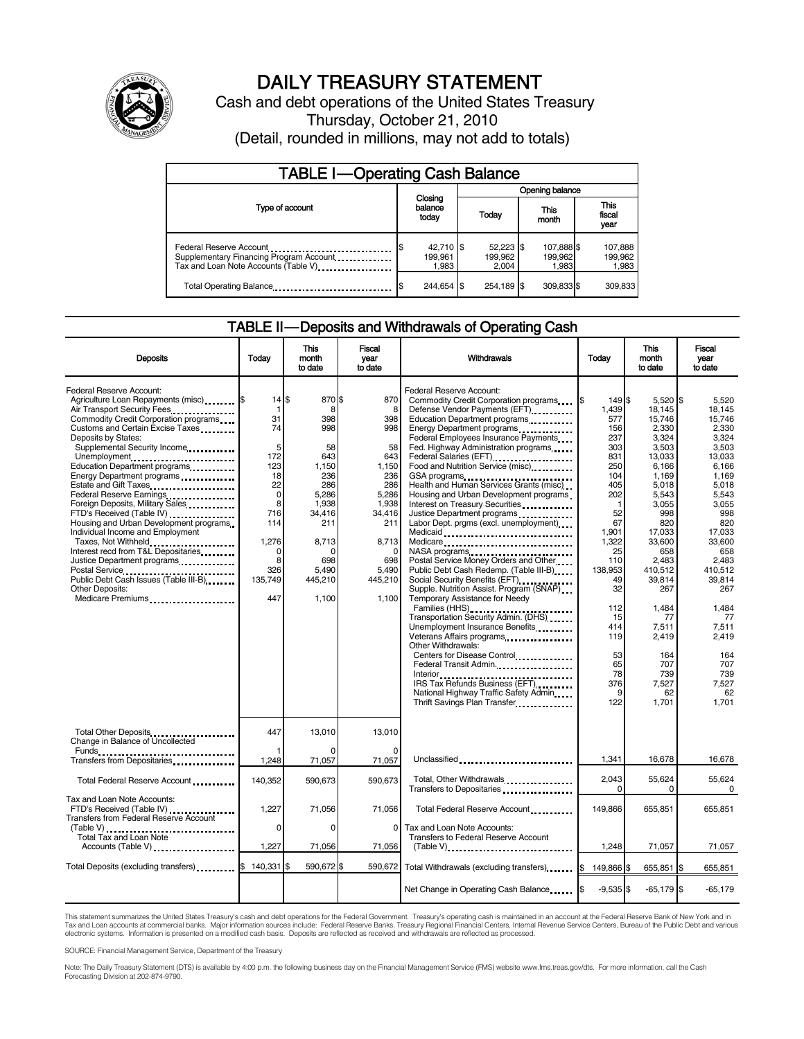# DAILY TREASURY STATEMENT

Cash and debt operations of the United States Treasury

Thursday, October 21, 2010

(Detail, rounded in millions, may not add to totals)

## TABLE I—Operating Cash Balance

| Type of account | Closing balance today | Opening balance Today | Opening balance This month | Opening balance This fiscal year |
|---|---|---|---|---|
| Federal Reserve Account | $ 42,710 | $ 52,223 | $ 107,888 | $ 107,888 |
| Supplementary Financing Program Account | 199,961 | 199,962 | 199,962 | 199,962 |
| Tax and Loan Note Accounts (Table V) | 1,983 | 2,004 | 1,983 | 1,983 |
| Total Operating Balance | $ 244,654 | $ 254,189 | $ 309,833 | $ 309,833 |

## TABLE II—Deposits and Withdrawals of Operating Cash

| Deposits | Today | This month to date | Fiscal year to date |
|---|---|---|---|
| Federal Reserve Account: | | | |
| Agriculture Loan Repayments (misc) | $ 14 | $ 870 | $ 870 |
| Air Transport Security Fees | 1 | 8 | 8 |
| Commodity Credit Corporation programs | 31 | 398 | 398 |
| Customs and Certain Excise Taxes | 74 | 998 | 998 |
| Deposits by States: | | | |
| Supplemental Security Income | 5 | 58 | 58 |
| Unemployment | 172 | 643 | 643 |
| Education Department programs | 123 | 1,150 | 1,150 |
| Energy Department programs | 18 | 236 | 236 |
| Estate and Gift Taxes | 22 | 286 | 286 |
| Federal Reserve Earnings | 0 | 5,286 | 5,286 |
| Foreign Deposits, Military Sales | 8 | 1,938 | 1,938 |
| FTD's Received (Table IV) | 716 | 34,416 | 34,416 |
| Housing and Urban Development programs | 114 | 211 | 211 |
| Individual Income and Employment Taxes, Not Withheld | 1,276 | 8,713 | 8,713 |
| Interest recd from T&L Depositaries | 0 | 0 | 0 |
| Justice Department programs | 8 | 698 | 698 |
| Postal Service | 326 | 5,490 | 5,490 |
| Public Debt Cash Issues (Table III-B) | 135,749 | 445,210 | 445,210 |
| Other Deposits: | | | |
| Medicare Premiums | 447 | 1,100 | 1,100 |
| Total Other Deposits | 447 | 13,010 | 13,010 |
| Change in Balance of Uncollected Funds | 1 | 0 | 0 |
| Transfers from Depositaries | 1,248 | 71,057 | 71,057 |
| Total Federal Reserve Account | 140,352 | 590,673 | 590,673 |
| Tax and Loan Note Accounts: | | | |
| FTD's Received (Table IV) | 1,227 | 71,056 | 71,056 |
| Transfers from Federal Reserve Account (Table V) | 0 | 0 | 0 |
| Total Tax and Loan Note Accounts (Table V) | 1,227 | 71,056 | 71,056 |
| Total Deposits (excluding transfers) | $ 140,331 | $ 590,672 | $ 590,672 |

| Withdrawals | Today | This month to date | Fiscal year to date |
|---|---|---|---|
| Federal Reserve Account: | | | |
| Commodity Credit Corporation programs | $ 149 | $ 5,520 | $ 5,520 |
| Defense Vendor Payments (EFT) | 1,439 | 18,145 | 18,145 |
| Education Department programs | 577 | 15,746 | 15,746 |
| Energy Department programs | 156 | 2,330 | 2,330 |
| Federal Employees Insurance Payments | 237 | 3,324 | 3,324 |
| Fed. Highway Administration programs | 303 | 3,503 | 3,503 |
| Federal Salaries (EFT) | 831 | 13,033 | 13,033 |
| Food and Nutrition Service (misc) | 250 | 6,166 | 6,166 |
| GSA programs | 104 | 1,169 | 1,169 |
| Health and Human Services Grants (misc) | 405 | 5,018 | 5,018 |
| Housing and Urban Development programs | 202 | 5,543 | 5,543 |
| Interest on Treasury Securities | 1 | 3,055 | 3,055 |
| Justice Department programs | 52 | 998 | 998 |
| Labor Dept. prgms (excl. unemployment) | 67 | 820 | 820 |
| Medicaid | 1,901 | 17,033 | 17,033 |
| Medicare | 1,322 | 33,600 | 33,600 |
| NASA programs | 25 | 658 | 658 |
| Postal Service Money Orders and Other | 110 | 2,483 | 2,483 |
| Public Debt Cash Redemp. (Table III-B) | 138,953 | 410,512 | 410,512 |
| Social Security Benefits (EFT) | 49 | 39,814 | 39,814 |
| Supple. Nutrition Assist. Program (SNAP) | 32 | 267 | 267 |
| Temporary Assistance for Needy Families (HHS) | 112 | 1,484 | 1,484 |
| Transportation Security Admin. (DHS) | 15 | 77 | 77 |
| Unemployment Insurance Benefits | 414 | 7,511 | 7,511 |
| Veterans Affairs programs | 119 | 2,419 | 2,419 |
| Other Withdrawals: | | | |
| Centers for Disease Control | 53 | 164 | 164 |
| Federal Transit Admin. | 65 | 707 | 707 |
| Interior | 78 | 739 | 739 |
| IRS Tax Refunds Business (EFT) | 376 | 7,527 | 7,527 |
| National Highway Traffic Safety Admin | 9 | 62 | 62 |
| Thrift Savings Plan Transfer | 122 | 1,701 | 1,701 |
| Unclassified | 1,341 | 16,678 | 16,678 |
| Total, Other Withdrawals | 2,043 | 55,624 | 55,624 |
| Transfers to Depositaries | 0 | 0 | 0 |
| Total Federal Reserve Account | 149,866 | 655,851 | 655,851 |
| Tax and Loan Note Accounts: | | | |
| Transfers to Federal Reserve Account (Table V) | 1,248 | 71,057 | 71,057 |
| Total Withdrawals (excluding transfers) | $ 149,866 | $ 655,851 | $ 655,851 |
| Net Change in Operating Cash Balance | $ -9,535 | $ -65,179 | $ -65,179 |

This statement summarizes the United States Treasury's cash and debt operations for the Federal Government. Treasury's operating cash is maintained in an account at the Federal Reserve Bank of New York and in Tax and Loan accounts at commercial banks. Major information sources include: Federal Reserve Banks, Treasury Regional Financial Centers, Internal Revenue Service Centers, Bureau of the Public Debt and various electronic systems. Information is presented on a modified cash basis. Deposits are reflected as received and withdrawals are reflected as processed.

SOURCE: Financial Management Service, Department of the Treasury

Note: The Daily Treasury Statement (DTS) is available by 4:00 p.m. the following business day on the Financial Management Service (FMS) website www.fms.treas.gov/dts. For more information, call the Cash Forecasting Division at 202-874-9790.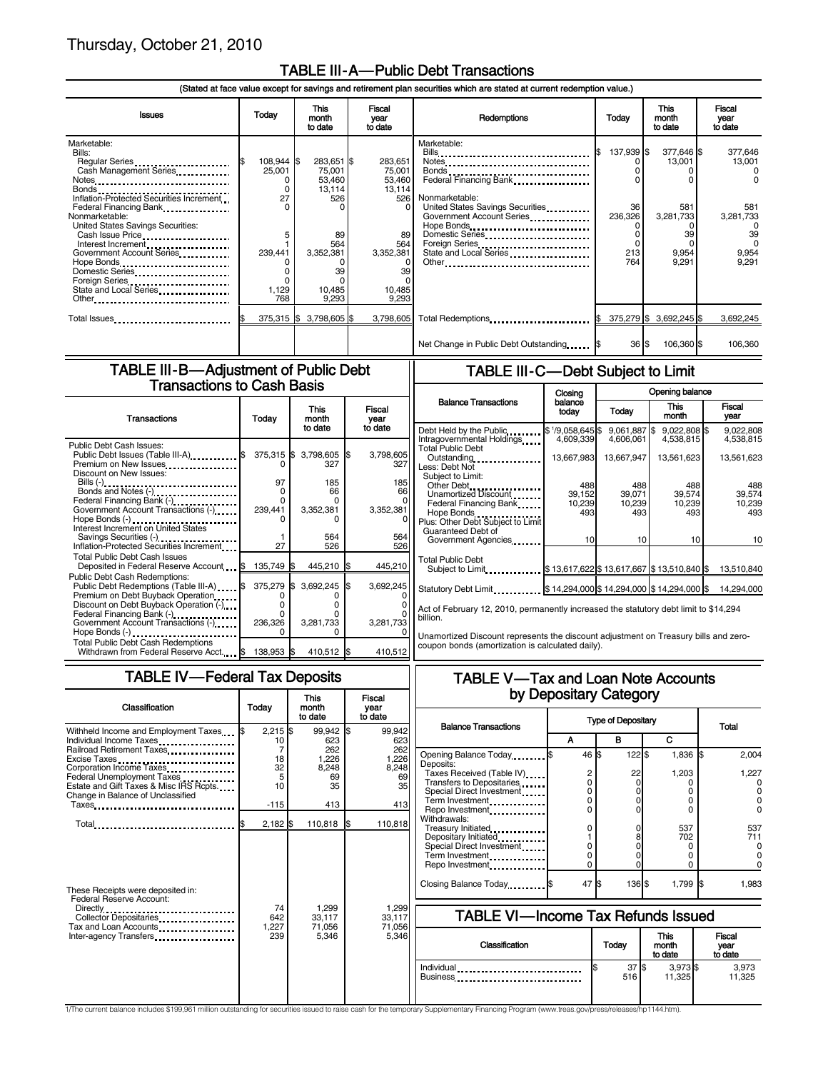Thursday, October 21, 2010

## TABLE III-A—Public Debt Transactions

(Stated at face value except for savings and retirement plan securities which are stated at current redemption value.)

| Issues | Today | This month to date | Fiscal year to date |
|---|---|---|---|
| Marketable: | | | |
| Bills: | | | |
| Regular Series | $ 108,944 | $ 283,651 | $ 283,651 |
| Cash Management Series | 25,001 | 75,001 | 75,001 |
| Notes | 0 | 53,460 | 53,460 |
| Bonds | 0 | 13,114 | 13,114 |
| Inflation-Protected Securities Increment | 27 | 526 | 526 |
| Federal Financing Bank | 0 | 0 | 0 |
| Nonmarketable: | | | |
| United States Savings Securities: | | | |
| Cash Issue Price | 5 | 89 | 89 |
| Interest Increment | 1 | 564 | 564 |
| Government Account Series | 239,441 | 3,352,381 | 3,352,381 |
| Hope Bonds | 0 | 0 | 0 |
| Domestic Series | 0 | 39 | 39 |
| Foreign Series | 0 | 0 | 0 |
| State and Local Series | 1,129 | 10,485 | 10,485 |
| Other | 768 | 9,293 | 9,293 |
| Total Issues | $ 375,315 | $ 3,798,605 | $ 3,798,605 |

| Redemptions | Today | This month to date | Fiscal year to date |
|---|---|---|---|
| Marketable: | | | |
| Bills | $ 137,939 | $ 377,646 | $ 377,646 |
| Notes | 0 | 13,001 | 13,001 |
| Bonds | 0 | 0 | 0 |
| Federal Financing Bank | 0 | 0 | 0 |
| Nonmarketable: | | | |
| United States Savings Securities | 36 | 581 | 581 |
| Government Account Series | 236,326 | 3,281,733 | 3,281,733 |
| Hope Bonds | 0 | 0 | 0 |
| Domestic Series | 0 | 39 | 39 |
| Foreign Series | 0 | 0 | 0 |
| State and Local Series | 213 | 9,954 | 9,954 |
| Other | 764 | 9,291 | 9,291 |
| Total Redemptions | $ 375,279 | $ 3,692,245 | $ 3,692,245 |
| Net Change in Public Debt Outstanding | $ 36 | $ 106,360 | $ 106,360 |

## TABLE III-B—Adjustment of Public Debt Transactions to Cash Basis

| Transactions | Today | This month to date | Fiscal year to date |
|---|---|---|---|
| Public Debt Cash Issues: | | | |
| Public Debt Issues (Table III-A) | $ 375,315 | $ 3,798,605 | $ 3,798,605 |
| Premium on New Issues | 0 | 327 | 327 |
| Discount on New Issues: | | | |
| Bills (-) | 97 | 185 | 185 |
| Bonds and Notes (-) | 0 | 66 | 66 |
| Federal Financing Bank (-) | 0 | 0 | 0 |
| Government Account Transactions (-) | 239,441 | 3,352,381 | 3,352,381 |
| Hope Bonds (-) | 0 | 0 | 0 |
| Interest Increment on United States Savings Securities (-) | 1 | 564 | 564 |
| Inflation-Protected Securities Increment | 27 | 526 | 526 |
| Total Public Debt Cash Issues Deposited in Federal Reserve Account | $ 135,749 | $ 445,210 | $ 445,210 |
| Public Debt Cash Redemptions: | | | |
| Public Debt Redemptions (Table III-A) | $ 375,279 | $ 3,692,245 | $ 3,692,245 |
| Premium on Debt Buyback Operation | 0 | 0 | 0 |
| Discount on Debt Buyback Operation (-) | 0 | 0 | 0 |
| Federal Financing Bank (-) | 0 | 0 | 0 |
| Government Account Transactions (-) | 236,326 | 3,281,733 | 3,281,733 |
| Hope Bonds (-) | 0 | 0 | 0 |
| Total Public Debt Cash Redemptions Withdrawn from Federal Reserve Acct. | $ 138,953 | $ 410,512 | $ 410,512 |

## TABLE III-C—Debt Subject to Limit

| Balance Transactions | Closing balance today | Opening balance | | |
|---|---|---|---|---|
| | | Today | This month | Fiscal year |
| Debt Held by the Public | $ [1]9,058,645 | $ 9,061,887 | $ 9,022,808 | $ 9,022,808 |
| Intragovernmental Holdings | 4,609,339 | 4,606,061 | 4,538,815 | 4,538,815 |
| Total Public Debt Outstanding | 13,667,983 | 13,667,947 | 13,561,623 | 13,561,623 |
| Less: Debt Not Subject to Limit: | | | | |
| Other Debt | 488 | 488 | 488 | 488 |
| Unamortized Discount | 39,152 | 39,071 | 39,574 | 39,574 |
| Federal Financing Bank | 10,239 | 10,239 | 10,239 | 10,239 |
| Hope Bonds | 493 | 493 | 493 | 493 |
| Plus: Other Debt Subject to Limit | | | | |
| Guaranteed Debt of Government Agencies | 10 | 10 | 10 | 10 |
| Total Public Debt Subject to Limit | $ 13,617,622 | $ 13,617,667 | $ 13,510,840 | $ 13,510,840 |
| Statutory Debt Limit | $ 14,294,000 | $ 14,294,000 | $ 14,294,000 | $ 14,294,000 |

Act of February 12, 2010, permanently increased the statutory debt limit to $14,294 billion.

Unamortized Discount represents the discount adjustment on Treasury bills and zero-coupon bonds (amortization is calculated daily).

## TABLE IV—Federal Tax Deposits

| Classification | Today | This month to date | Fiscal year to date |
|---|---|---|---|
| Withheld Income and Employment Taxes | $ 2,215 | $ 99,942 | $ 99,942 |
| Individual Income Taxes | 10 | 623 | 623 |
| Railroad Retirement Taxes | 7 | 262 | 262 |
| Excise Taxes | 18 | 1,226 | 1,226 |
| Corporation Income Taxes | 32 | 8,248 | 8,248 |
| Federal Unemployment Taxes | 5 | 69 | 69 |
| Estate and Gift Taxes & Misc IRS Rcpts. | 10 | 35 | 35 |
| Change in Balance of Unclassified Taxes | -115 | 413 | 413 |
| Total | $ 2,182 | $ 110,818 | $ 110,818 |
| These Receipts were deposited in: | | | |
| Federal Reserve Account: | | | |
| Directly | 74 | 1,299 | 1,299 |
| Collector Depositaries | 642 | 33,117 | 33,117 |
| Tax and Loan Accounts | 1,227 | 71,056 | 71,056 |
| Inter-agency Transfers | 239 | 5,346 | 5,346 |

## TABLE V—Tax and Loan Note Accounts by Depositary Category

| Balance Transactions | Type of Depositary | | | Total |
|---|---|---|---|---|
| | A | B | C | |
| Opening Balance Today | $ 46 | $ 122 | $ 1,836 | $ 2,004 |
| Deposits: | | | | |
| Taxes Received (Table IV) | 2 | 22 | 1,203 | 1,227 |
| Transfers to Depositaries | 0 | 0 | 0 | 0 |
| Special Direct Investment | 0 | 0 | 0 | 0 |
| Term Investment | 0 | 0 | 0 | 0 |
| Repo Investment | 0 | 0 | 0 | 0 |
| Withdrawals: | | | | |
| Treasury Initiated | 0 | 0 | 537 | 537 |
| Depositary Initiated | 1 | 8 | 702 | 711 |
| Special Direct Investment | 0 | 0 | 0 | 0 |
| Term Investment | 0 | 0 | 0 | 0 |
| Repo Investment | 0 | 0 | 0 | 0 |
| Closing Balance Today | $ 47 | $ 136 | $ 1,799 | $ 1,983 |

## TABLE VI—Income Tax Refunds Issued

| Classification | Today | This month to date | Fiscal year to date |
|---|---|---|---|
| Individual | $ 37 | $ 3,973 | $ 3,973 |
| Business | 516 | 11,325 | 11,325 |

1/The current balance includes $199,961 million outstanding for securities issued to raise cash for the temporary Supplementary Financing Program (www.treas.gov/press/releases/hp1144.htm).